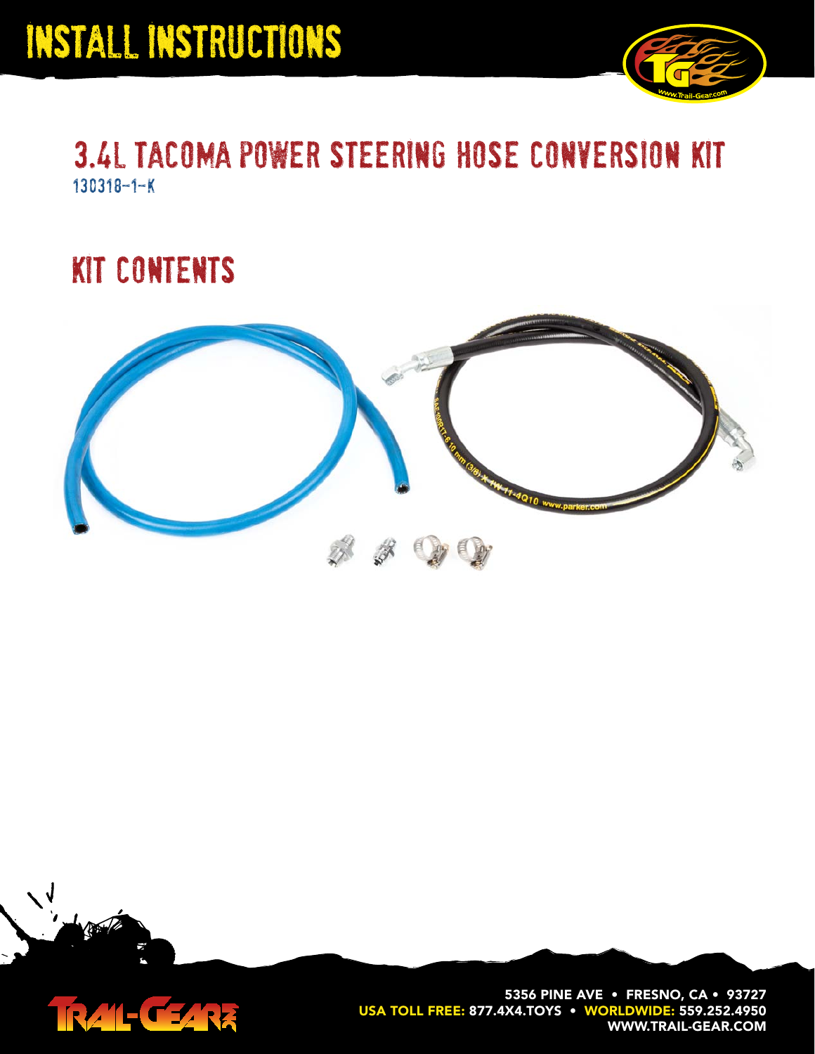# INSTALL INSTRUCTIONS

## 3.4L TACOMA POWER STEERING HOSE CONVERSION KIT

130318-1-K

## KIT CONTENTS

5356 PINE AVE • FRESNO, CA • 93727
USA TOLL FREE: 877.4X4.TOYS • WORLDWIDE: 559.252.4950
WWW.TRAIL-GEAR.COM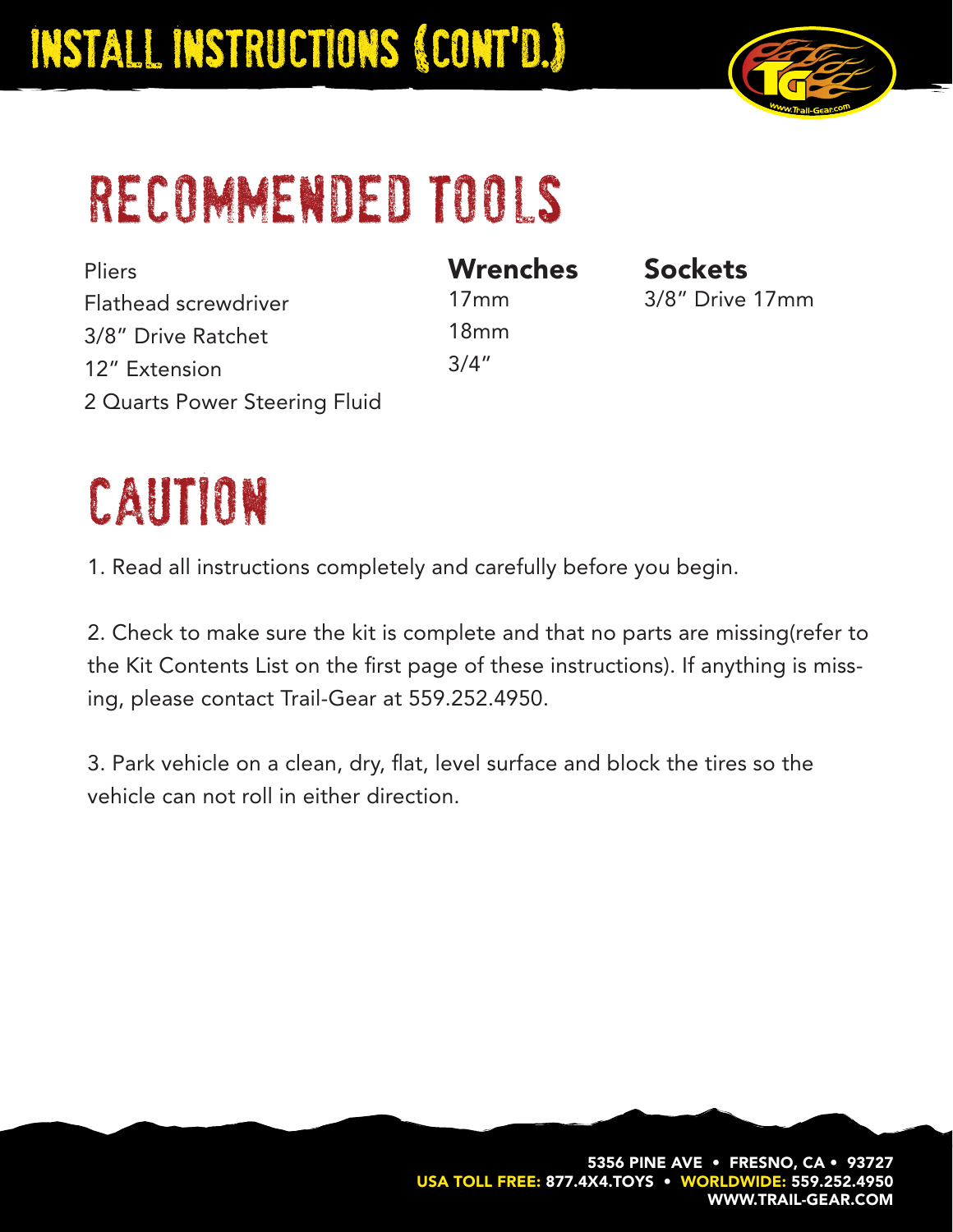# INSTALL INSTRUCTIONS (CONT'D.)

## RECOMMENDED TOOLS

Pliers
Flathead screwdriver
3/8" Drive Ratchet
12" Extension
2 Quarts Power Steering Fluid

**Wrenches**
17mm
18mm
3/4"

**Sockets**
3/8" Drive 17mm

## CAUTION

1. Read all instructions completely and carefully before you begin.

2. Check to make sure the kit is complete and that no parts are missing(refer to the Kit Contents List on the first page of these instructions). If anything is missing, please contact Trail-Gear at 559.252.4950.

3. Park vehicle on a clean, dry, flat, level surface and block the tires so the vehicle can not roll in either direction.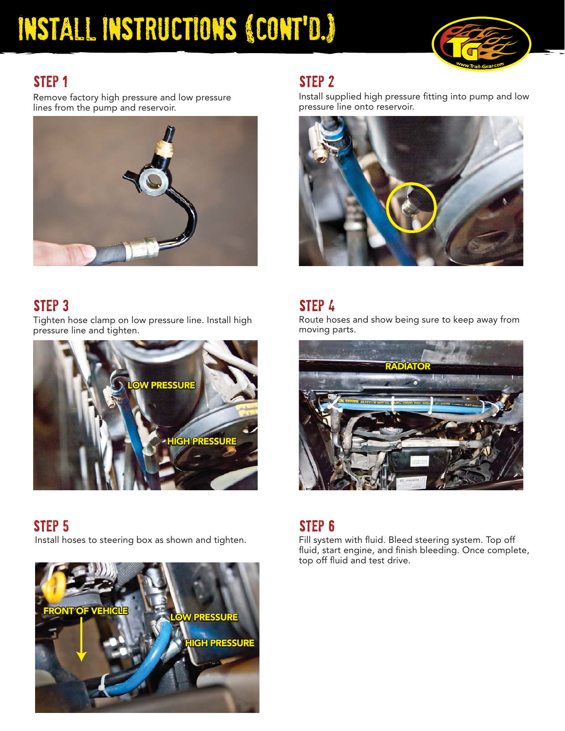# INSTALL INSTRUCTIONS (CONT'D.)

## STEP 1

Remove factory high pressure and low pressure lines from the pump and reservoir.

## STEP 2

Install supplied high pressure fitting into pump and low pressure line onto reservoir.

## STEP 3

Tighten hose clamp on low pressure line. Install high pressure line and tighten.

## STEP 4

Route hoses and show being sure to keep away from moving parts.

## STEP 5

Install hoses to steering box as shown and tighten.

## STEP 6

Fill system with fluid. Bleed steering system. Top off fluid, start engine, and finish bleeding. Once complete, top off fluid and test drive.